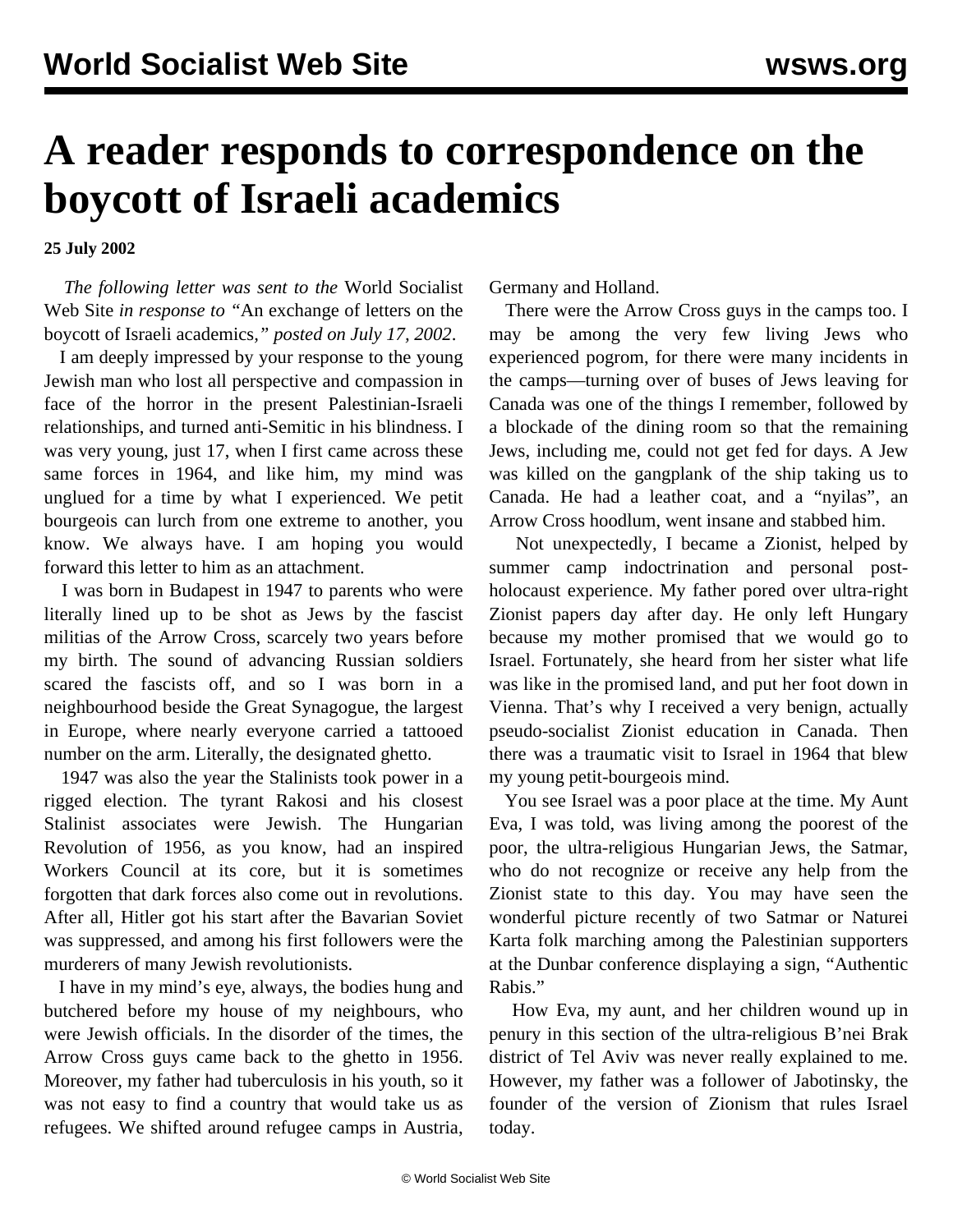# A reader responds to correspondence on the boycott of Israeli academics

**25 July 2002**

*The following letter was sent to the* World Socialist Web Site *in response to "*An exchange of letters on the boycott of Israeli academics,*" posted on July 17, 2002*.

I am deeply impressed by your response to the young Jewish man who lost all perspective and compassion in face of the horror in the present Palestinian-Israeli relationships, and turned anti-Semitic in his blindness. I was very young, just 17, when I first came across these same forces in 1964, and like him, my mind was unglued for a time by what I experienced. We petit bourgeois can lurch from one extreme to another, you know. We always have. I am hoping you would forward this letter to him as an attachment.

I was born in Budapest in 1947 to parents who were literally lined up to be shot as Jews by the fascist militias of the Arrow Cross, scarcely two years before my birth. The sound of advancing Russian soldiers scared the fascists off, and so I was born in a neighbourhood beside the Great Synagogue, the largest in Europe, where nearly everyone carried a tattooed number on the arm. Literally, the designated ghetto.

1947 was also the year the Stalinists took power in a rigged election. The tyrant Rakosi and his closest Stalinist associates were Jewish. The Hungarian Revolution of 1956, as you know, had an inspired Workers Council at its core, but it is sometimes forgotten that dark forces also come out in revolutions. After all, Hitler got his start after the Bavarian Soviet was suppressed, and among his first followers were the murderers of many Jewish revolutionists.

I have in my mind's eye, always, the bodies hung and butchered before my house of my neighbours, who were Jewish officials. In the disorder of the times, the Arrow Cross guys came back to the ghetto in 1956. Moreover, my father had tuberculosis in his youth, so it was not easy to find a country that would take us as refugees. We shifted around refugee camps in Austria, Germany and Holland.

There were the Arrow Cross guys in the camps too. I may be among the very few living Jews who experienced pogrom, for there were many incidents in the camps—turning over of buses of Jews leaving for Canada was one of the things I remember, followed by a blockade of the dining room so that the remaining Jews, including me, could not get fed for days. A Jew was killed on the gangplank of the ship taking us to Canada. He had a leather coat, and a "nyilas", an Arrow Cross hoodlum, went insane and stabbed him.

Not unexpectedly, I became a Zionist, helped by summer camp indoctrination and personal post-holocaust experience. My father pored over ultra-right Zionist papers day after day. He only left Hungary because my mother promised that we would go to Israel. Fortunately, she heard from her sister what life was like in the promised land, and put her foot down in Vienna. That's why I received a very benign, actually pseudo-socialist Zionist education in Canada. Then there was a traumatic visit to Israel in 1964 that blew my young petit-bourgeois mind.

You see Israel was a poor place at the time. My Aunt Eva, I was told, was living among the poorest of the poor, the ultra-religious Hungarian Jews, the Satmar, who do not recognize or receive any help from the Zionist state to this day. You may have seen the wonderful picture recently of two Satmar or Naturei Karta folk marching among the Palestinian supporters at the Dunbar conference displaying a sign, "Authentic Rabis."

How Eva, my aunt, and her children wound up in penury in this section of the ultra-religious B'nei Brak district of Tel Aviv was never really explained to me. However, my father was a follower of Jabotinsky, the founder of the version of Zionism that rules Israel today.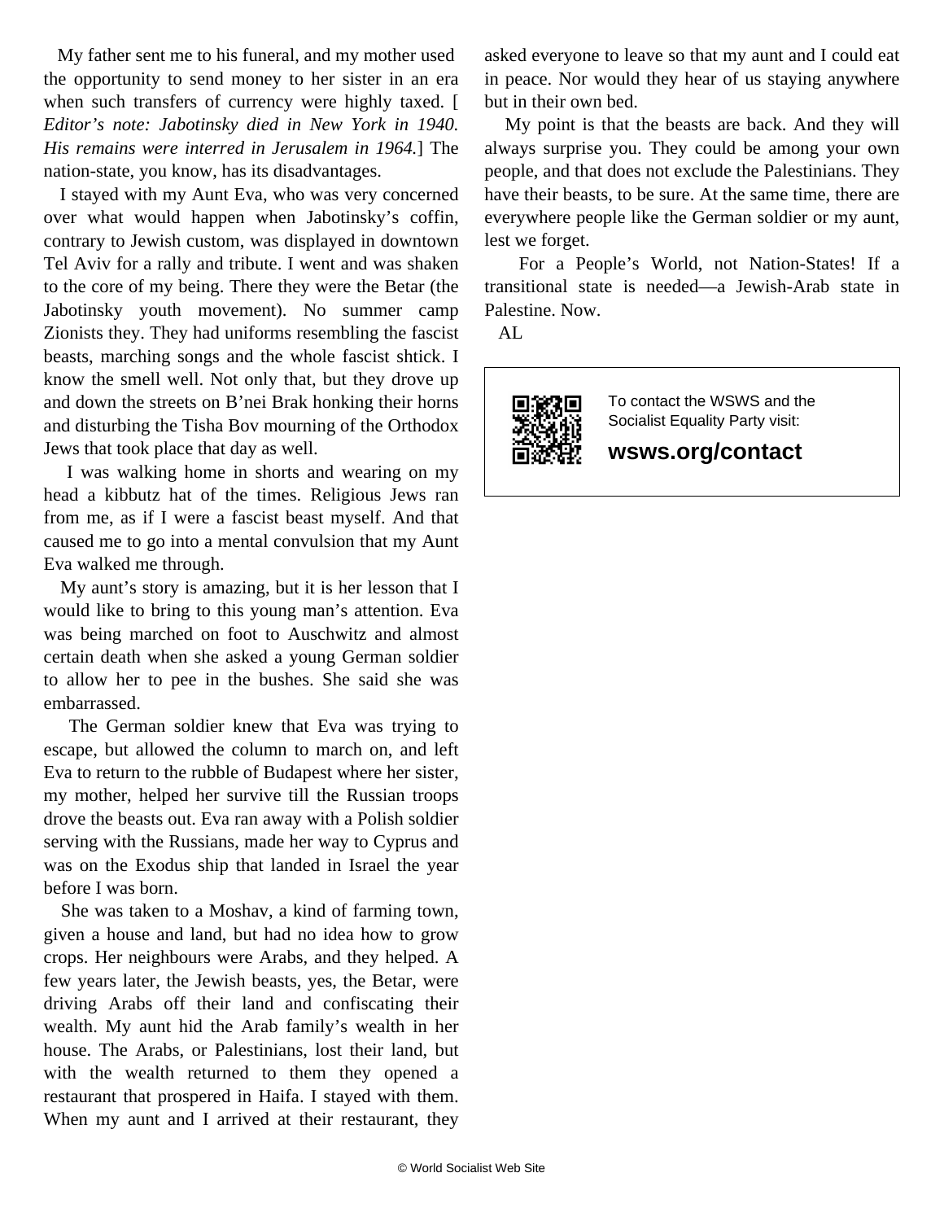My father sent me to his funeral, and my mother used the opportunity to send money to her sister in an era when such transfers of currency were highly taxed. [ *Editor's note: Jabotinsky died in New York in 1940. His remains were interred in Jerusalem in 1964.*] The nation-state, you know, has its disadvantages.

I stayed with my Aunt Eva, who was very concerned over what would happen when Jabotinsky's coffin, contrary to Jewish custom, was displayed in downtown Tel Aviv for a rally and tribute. I went and was shaken to the core of my being. There they were the Betar (the Jabotinsky youth movement). No summer camp Zionists they. They had uniforms resembling the fascist beasts, marching songs and the whole fascist shtick. I know the smell well. Not only that, but they drove up and down the streets on B'nei Brak honking their horns and disturbing the Tisha Bov mourning of the Orthodox Jews that took place that day as well.

I was walking home in shorts and wearing on my head a kibbutz hat of the times. Religious Jews ran from me, as if I were a fascist beast myself. And that caused me to go into a mental convulsion that my Aunt Eva walked me through.

My aunt's story is amazing, but it is her lesson that I would like to bring to this young man's attention. Eva was being marched on foot to Auschwitz and almost certain death when she asked a young German soldier to allow her to pee in the bushes. She said she was embarrassed.

The German soldier knew that Eva was trying to escape, but allowed the column to march on, and left Eva to return to the rubble of Budapest where her sister, my mother, helped her survive till the Russian troops drove the beasts out. Eva ran away with a Polish soldier serving with the Russians, made her way to Cyprus and was on the Exodus ship that landed in Israel the year before I was born.

She was taken to a Moshav, a kind of farming town, given a house and land, but had no idea how to grow crops. Her neighbours were Arabs, and they helped. A few years later, the Jewish beasts, yes, the Betar, were driving Arabs off their land and confiscating their wealth. My aunt hid the Arab family's wealth in her house. The Arabs, or Palestinians, lost their land, but with the wealth returned to them they opened a restaurant that prospered in Haifa. I stayed with them. When my aunt and I arrived at their restaurant, they asked everyone to leave so that my aunt and I could eat in peace. Nor would they hear of us staying anywhere but in their own bed.

My point is that the beasts are back. And they will always surprise you. They could be among your own people, and that does not exclude the Palestinians. They have their beasts, to be sure. At the same time, there are everywhere people like the German soldier or my aunt, lest we forget.

For a People's World, not Nation-States! If a transitional state is needed—a Jewish-Arab state in Palestine. Now.

AL

To contact the WSWS and the Socialist Equality Party visit:

**wsws.org/contact**